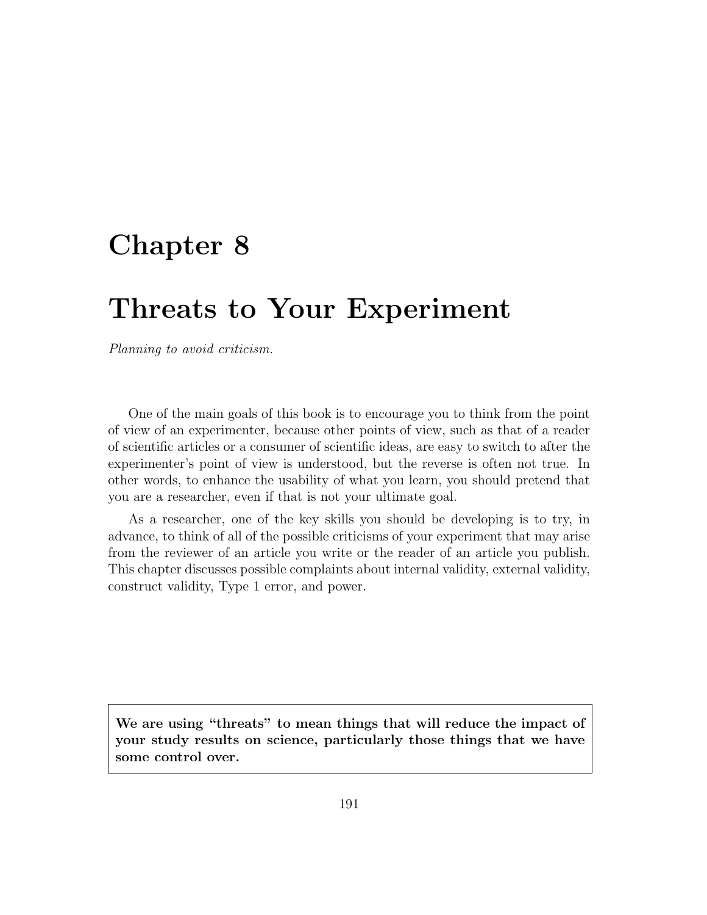# Chapter 8

# Threats to Your Experiment

*Planning to avoid criticism.*

One of the main goals of this book is to encourage you to think from the point of view of an experimenter, because other points of view, such as that of a reader of scientific articles or a consumer of scientific ideas, are easy to switch to after the experimenter's point of view is understood, but the reverse is often not true. In other words, to enhance the usability of what you learn, you should pretend that you are a researcher, even if that is not your ultimate goal.

As a researcher, one of the key skills you should be developing is to try, in advance, to think of all of the possible criticisms of your experiment that may arise from the reviewer of an article you write or the reader of an article you publish. This chapter discusses possible complaints about internal validity, external validity, construct validity, Type 1 error, and power.

**We are using "threats" to mean things that will reduce the impact of your study results on science, particularly those things that we have some control over.**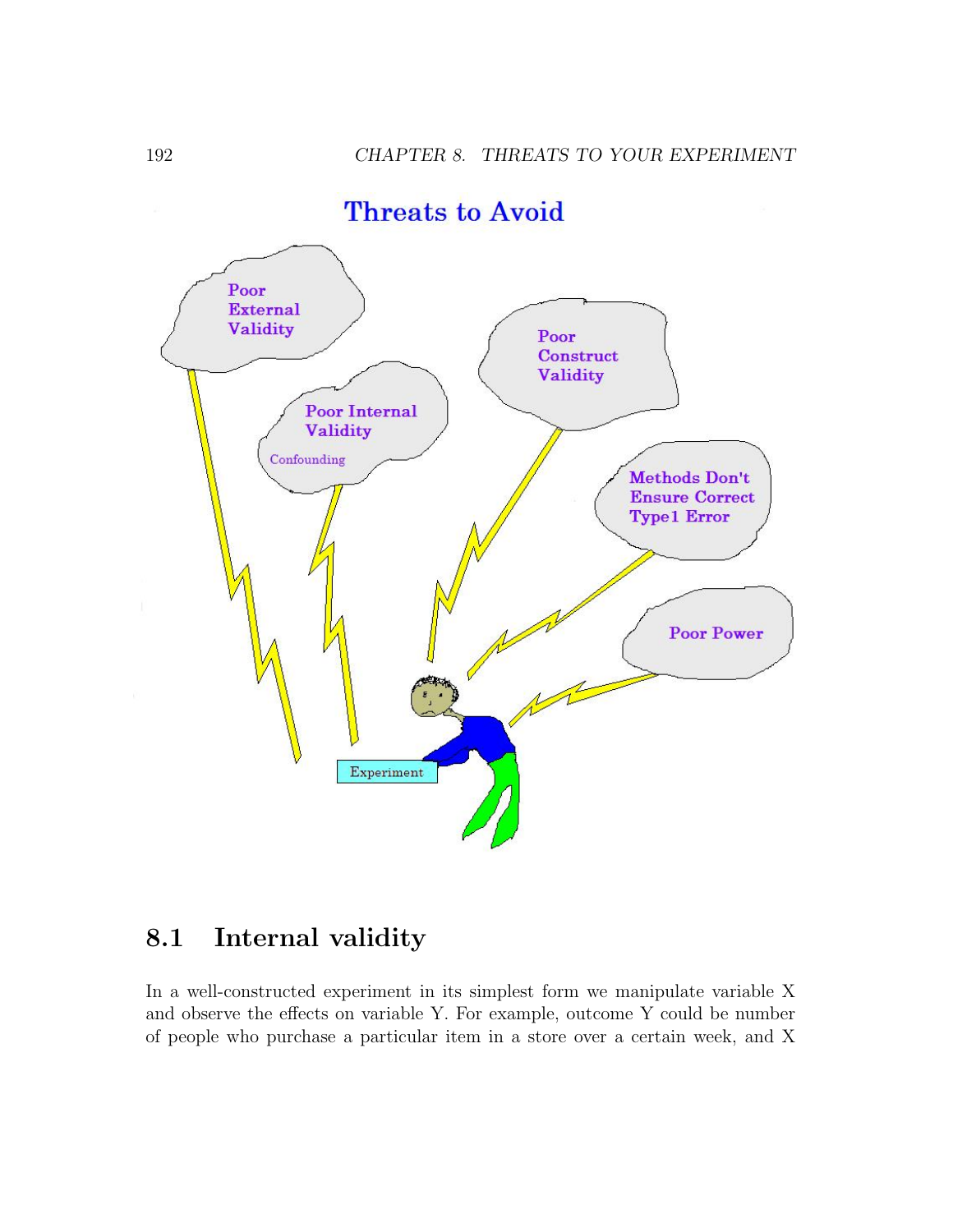Threats to Avoid

Poor External Validity

Poor Internal Validity

Confounding

Poor Construct Validity

Methods Don't Ensure Correct Type1 Error

Poor Power

Experiment

## 8.1 Internal validity

In a well-constructed experiment in its simplest form we manipulate variable X and observe the effects on variable Y. For example, outcome Y could be number of people who purchase a particular item in a store over a certain week, and X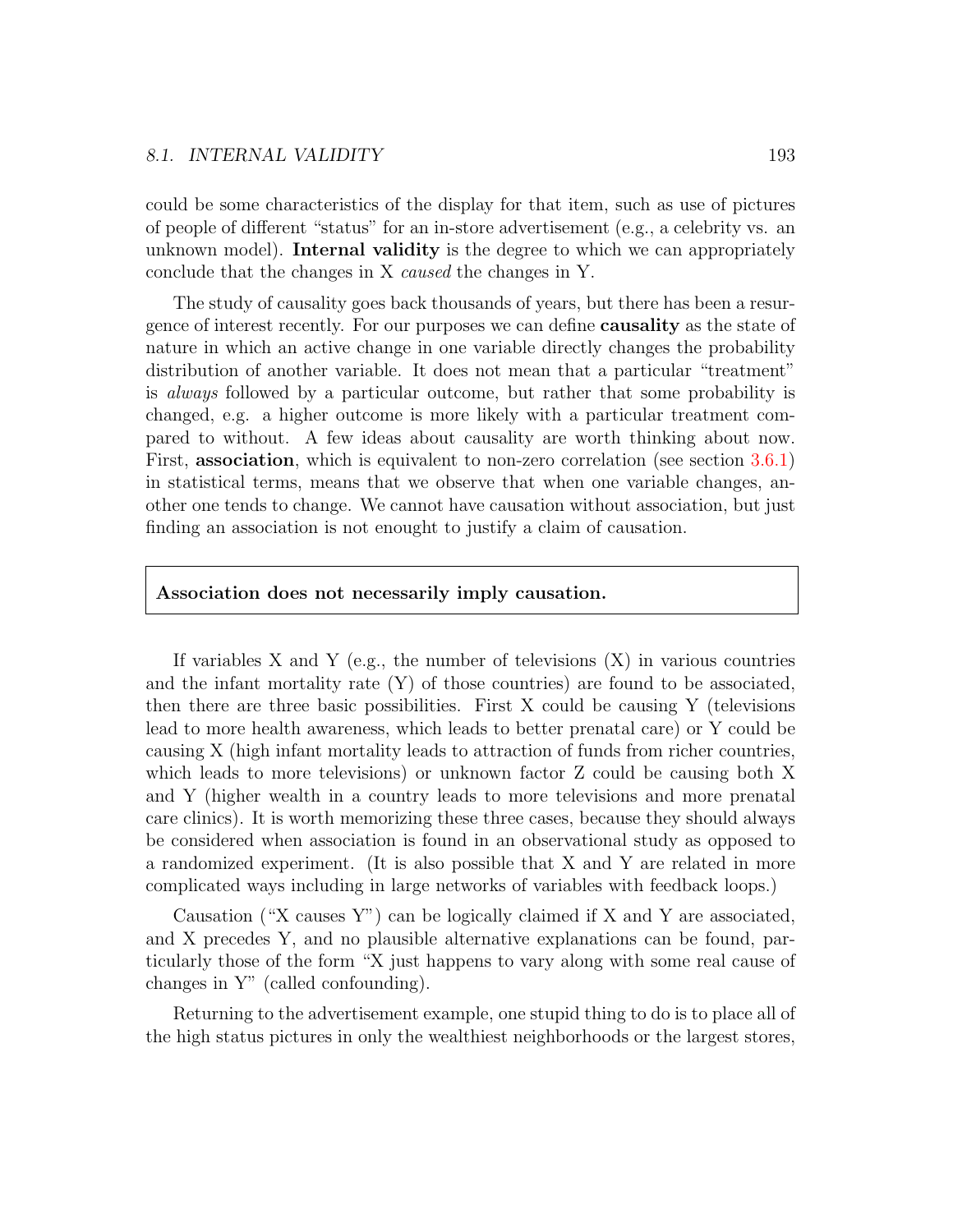could be some characteristics of the display for that item, such as use of pictures of people of different "status" for an in-store advertisement (e.g., a celebrity vs. an unknown model). **Internal validity** is the degree to which we can appropriately conclude that the changes in X *caused* the changes in Y.

The study of causality goes back thousands of years, but there has been a resurgence of interest recently. For our purposes we can define **causality** as the state of nature in which an active change in one variable directly changes the probability distribution of another variable. It does not mean that a particular "treatment" is *always* followed by a particular outcome, but rather that some probability is changed, e.g. a higher outcome is more likely with a particular treatment compared to without. A few ideas about causality are worth thinking about now. First, **association**, which is equivalent to non-zero correlation (see section 3.6.1) in statistical terms, means that we observe that when one variable changes, another one tends to change. We cannot have causation without association, but just finding an association is not enought to justify a claim of causation.

**Association does not necessarily imply causation.**

If variables X and Y (e.g., the number of televisions (X) in various countries and the infant mortality rate (Y) of those countries) are found to be associated, then there are three basic possibilities. First X could be causing Y (televisions lead to more health awareness, which leads to better prenatal care) or Y could be causing X (high infant mortality leads to attraction of funds from richer countries, which leads to more televisions) or unknown factor Z could be causing both X and Y (higher wealth in a country leads to more televisions and more prenatal care clinics). It is worth memorizing these three cases, because they should always be considered when association is found in an observational study as opposed to a randomized experiment. (It is also possible that X and Y are related in more complicated ways including in large networks of variables with feedback loops.)

Causation ("X causes Y") can be logically claimed if X and Y are associated, and X precedes Y, and no plausible alternative explanations can be found, particularly those of the form "X just happens to vary along with some real cause of changes in Y" (called confounding).

Returning to the advertisement example, one stupid thing to do is to place all of the high status pictures in only the wealthiest neighborhoods or the largest stores,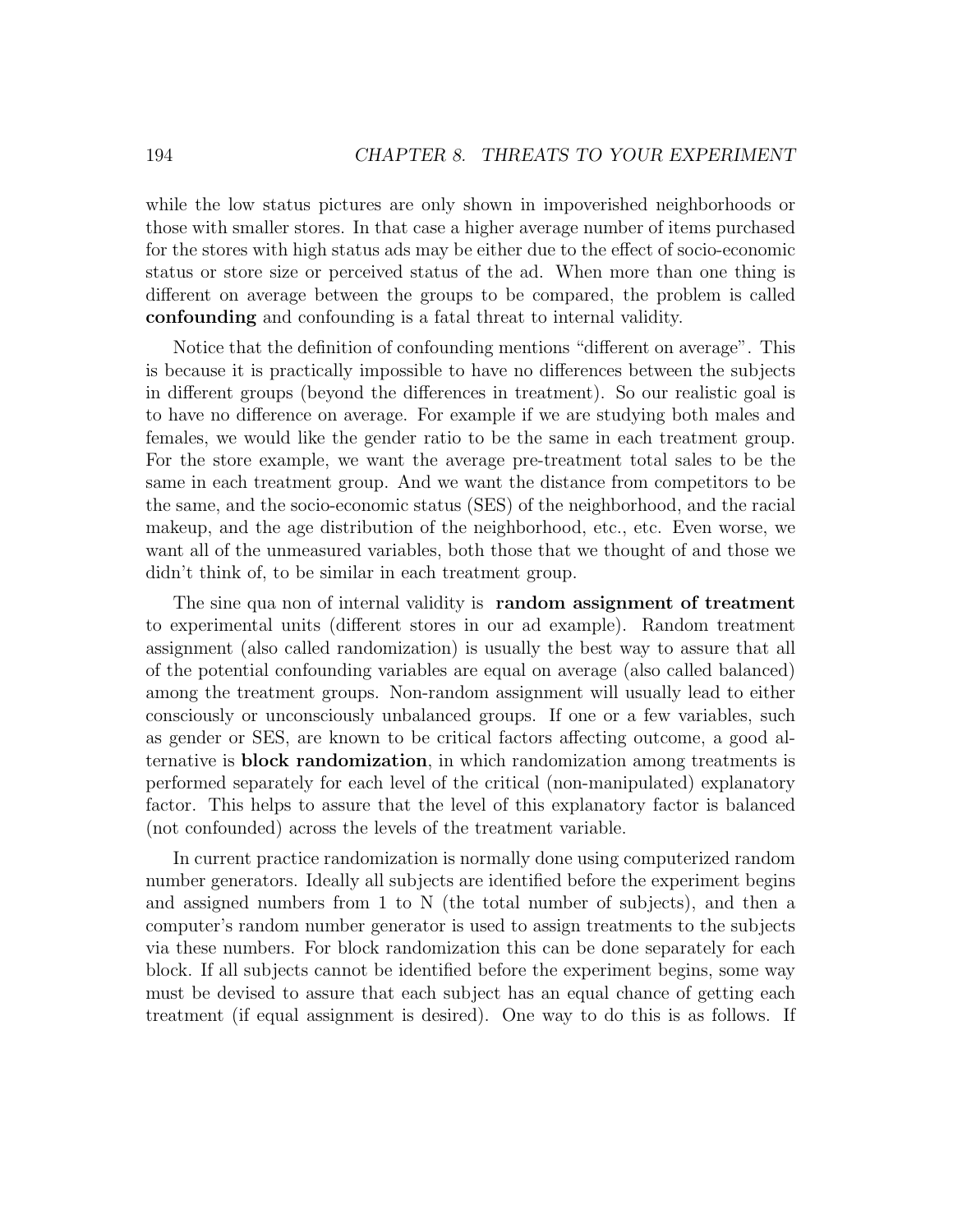while the low status pictures are only shown in impoverished neighborhoods or those with smaller stores. In that case a higher average number of items purchased for the stores with high status ads may be either due to the effect of socio-economic status or store size or perceived status of the ad. When more than one thing is different on average between the groups to be compared, the problem is called **confounding** and confounding is a fatal threat to internal validity.

Notice that the definition of confounding mentions "different on average". This is because it is practically impossible to have no differences between the subjects in different groups (beyond the differences in treatment). So our realistic goal is to have no difference on average. For example if we are studying both males and females, we would like the gender ratio to be the same in each treatment group. For the store example, we want the average pre-treatment total sales to be the same in each treatment group. And we want the distance from competitors to be the same, and the socio-economic status (SES) of the neighborhood, and the racial makeup, and the age distribution of the neighborhood, etc., etc. Even worse, we want all of the unmeasured variables, both those that we thought of and those we didn't think of, to be similar in each treatment group.

The sine qua non of internal validity is **random assignment of treatment** to experimental units (different stores in our ad example). Random treatment assignment (also called randomization) is usually the best way to assure that all of the potential confounding variables are equal on average (also called balanced) among the treatment groups. Non-random assignment will usually lead to either consciously or unconsciously unbalanced groups. If one or a few variables, such as gender or SES, are known to be critical factors affecting outcome, a good alternative is **block randomization**, in which randomization among treatments is performed separately for each level of the critical (non-manipulated) explanatory factor. This helps to assure that the level of this explanatory factor is balanced (not confounded) across the levels of the treatment variable.

In current practice randomization is normally done using computerized random number generators. Ideally all subjects are identified before the experiment begins and assigned numbers from 1 to N (the total number of subjects), and then a computer's random number generator is used to assign treatments to the subjects via these numbers. For block randomization this can be done separately for each block. If all subjects cannot be identified before the experiment begins, some way must be devised to assure that each subject has an equal chance of getting each treatment (if equal assignment is desired). One way to do this is as follows. If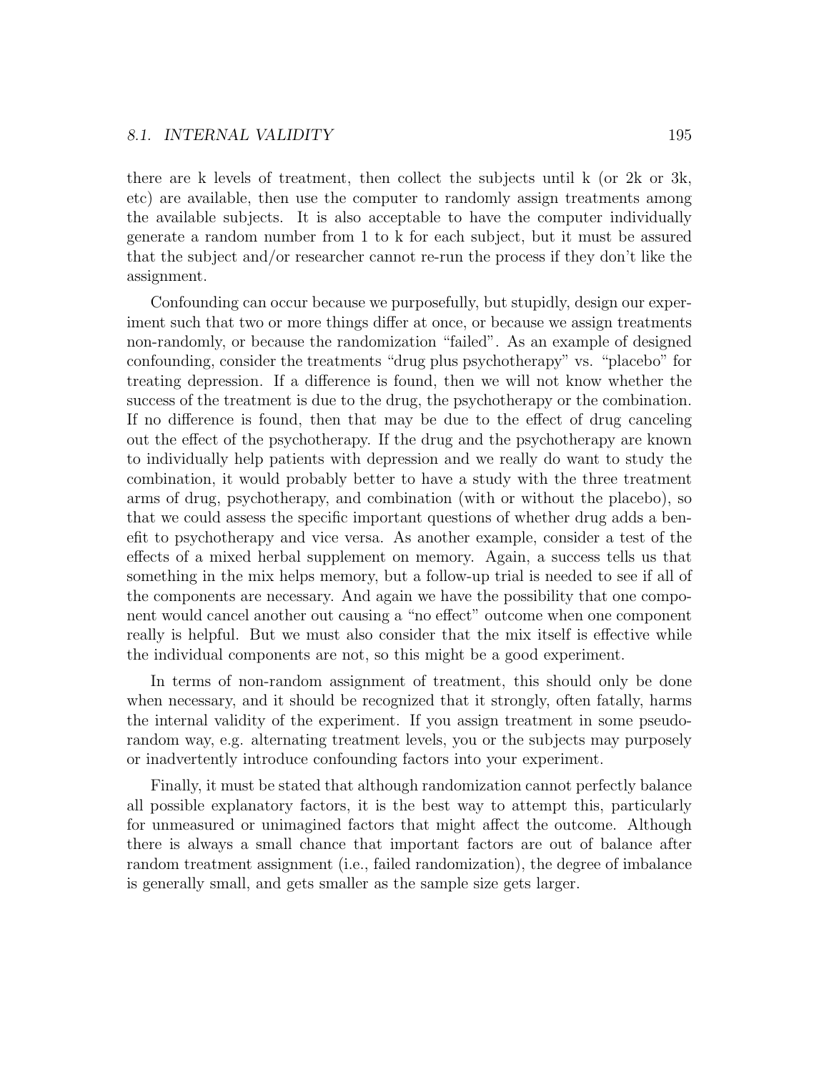there are k levels of treatment, then collect the subjects until k (or 2k or 3k, etc) are available, then use the computer to randomly assign treatments among the available subjects. It is also acceptable to have the computer individually generate a random number from 1 to k for each subject, but it must be assured that the subject and/or researcher cannot re-run the process if they don't like the assignment.

Confounding can occur because we purposefully, but stupidly, design our experiment such that two or more things differ at once, or because we assign treatments non-randomly, or because the randomization "failed". As an example of designed confounding, consider the treatments "drug plus psychotherapy" vs. "placebo" for treating depression. If a difference is found, then we will not know whether the success of the treatment is due to the drug, the psychotherapy or the combination. If no difference is found, then that may be due to the effect of drug canceling out the effect of the psychotherapy. If the drug and the psychotherapy are known to individually help patients with depression and we really do want to study the combination, it would probably better to have a study with the three treatment arms of drug, psychotherapy, and combination (with or without the placebo), so that we could assess the specific important questions of whether drug adds a benefit to psychotherapy and vice versa. As another example, consider a test of the effects of a mixed herbal supplement on memory. Again, a success tells us that something in the mix helps memory, but a follow-up trial is needed to see if all of the components are necessary. And again we have the possibility that one component would cancel another out causing a "no effect" outcome when one component really is helpful. But we must also consider that the mix itself is effective while the individual components are not, so this might be a good experiment.

In terms of non-random assignment of treatment, this should only be done when necessary, and it should be recognized that it strongly, often fatally, harms the internal validity of the experiment. If you assign treatment in some pseudorandom way, e.g. alternating treatment levels, you or the subjects may purposely or inadvertently introduce confounding factors into your experiment.

Finally, it must be stated that although randomization cannot perfectly balance all possible explanatory factors, it is the best way to attempt this, particularly for unmeasured or unimagined factors that might affect the outcome. Although there is always a small chance that important factors are out of balance after random treatment assignment (i.e., failed randomization), the degree of imbalance is generally small, and gets smaller as the sample size gets larger.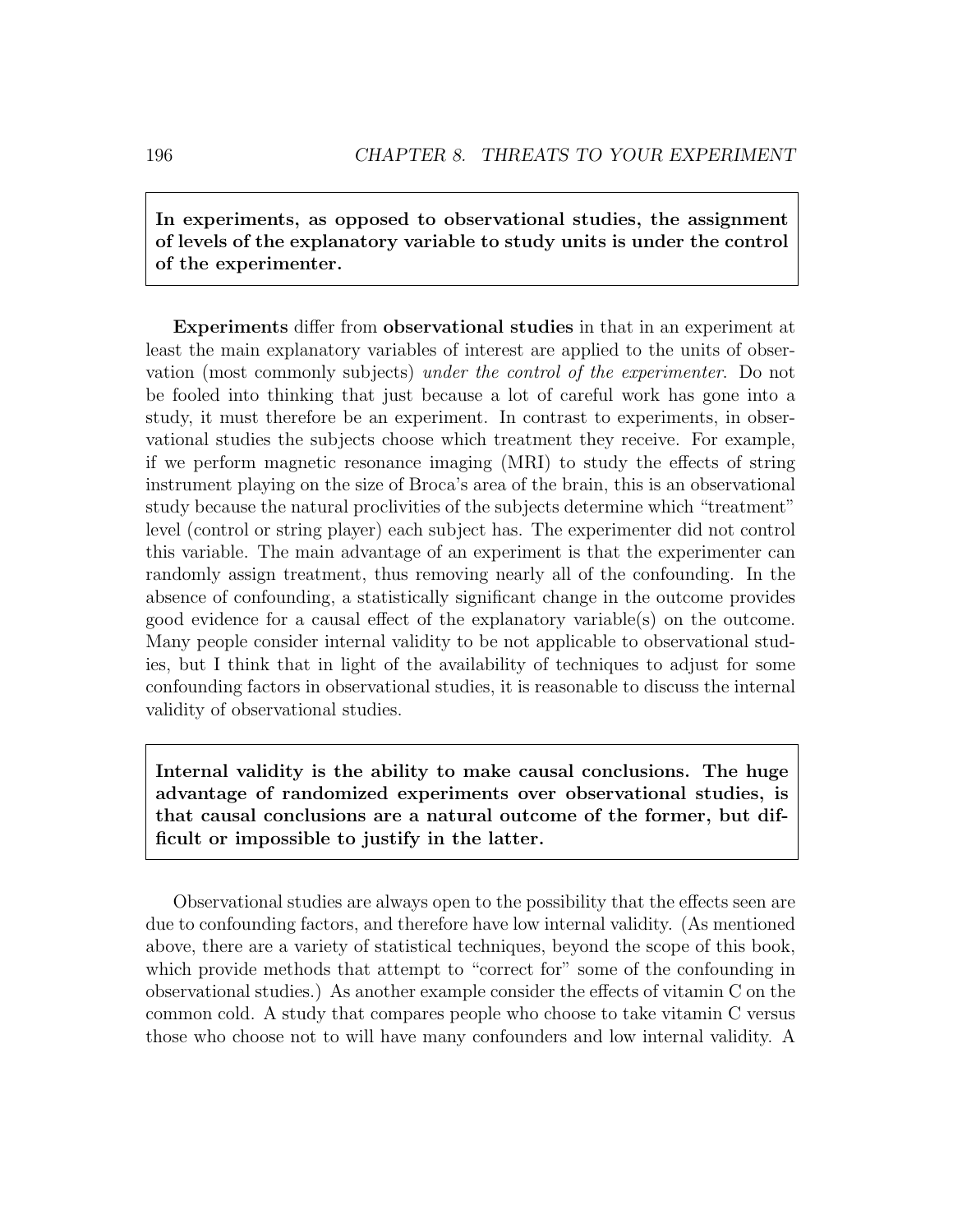**In experiments, as opposed to observational studies, the assignment of levels of the explanatory variable to study units is under the control of the experimenter.**

**Experiments** differ from **observational studies** in that in an experiment at least the main explanatory variables of interest are applied to the units of observation (most commonly subjects) *under the control of the experimenter*. Do not be fooled into thinking that just because a lot of careful work has gone into a study, it must therefore be an experiment. In contrast to experiments, in observational studies the subjects choose which treatment they receive. For example, if we perform magnetic resonance imaging (MRI) to study the effects of string instrument playing on the size of Broca's area of the brain, this is an observational study because the natural proclivities of the subjects determine which "treatment" level (control or string player) each subject has. The experimenter did not control this variable. The main advantage of an experiment is that the experimenter can randomly assign treatment, thus removing nearly all of the confounding. In the absence of confounding, a statistically significant change in the outcome provides good evidence for a causal effect of the explanatory variable(s) on the outcome. Many people consider internal validity to be not applicable to observational studies, but I think that in light of the availability of techniques to adjust for some confounding factors in observational studies, it is reasonable to discuss the internal validity of observational studies.

**Internal validity is the ability to make causal conclusions. The huge advantage of randomized experiments over observational studies, is that causal conclusions are a natural outcome of the former, but difficult or impossible to justify in the latter.**

Observational studies are always open to the possibility that the effects seen are due to confounding factors, and therefore have low internal validity. (As mentioned above, there are a variety of statistical techniques, beyond the scope of this book, which provide methods that attempt to "correct for" some of the confounding in observational studies.) As another example consider the effects of vitamin C on the common cold. A study that compares people who choose to take vitamin C versus those who choose not to will have many confounders and low internal validity. A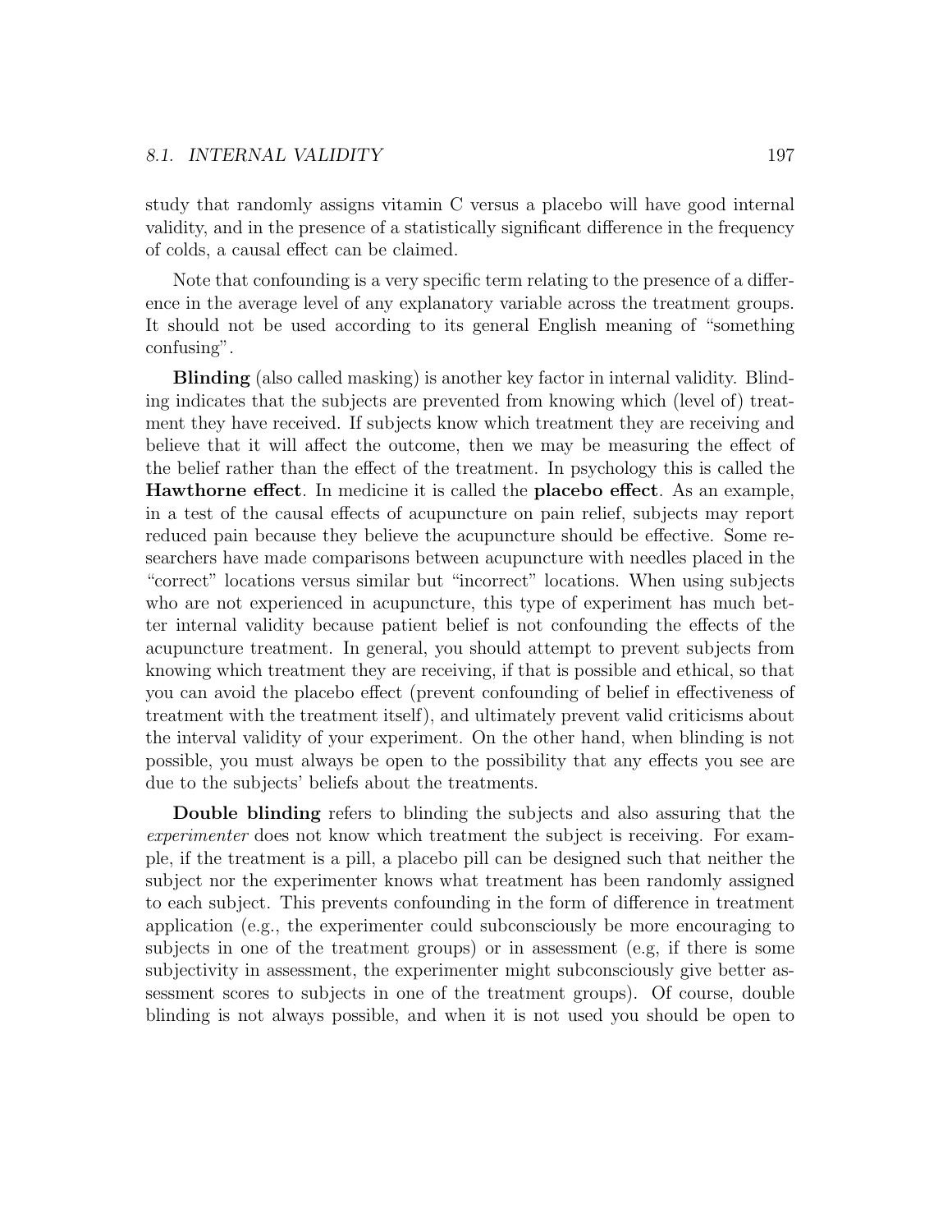study that randomly assigns vitamin C versus a placebo will have good internal validity, and in the presence of a statistically significant difference in the frequency of colds, a causal effect can be claimed.

Note that confounding is a very specific term relating to the presence of a difference in the average level of any explanatory variable across the treatment groups. It should not be used according to its general English meaning of "something confusing".

**Blinding** (also called masking) is another key factor in internal validity. Blinding indicates that the subjects are prevented from knowing which (level of) treatment they have received. If subjects know which treatment they are receiving and believe that it will affect the outcome, then we may be measuring the effect of the belief rather than the effect of the treatment. In psychology this is called the **Hawthorne effect**. In medicine it is called the **placebo effect**. As an example, in a test of the causal effects of acupuncture on pain relief, subjects may report reduced pain because they believe the acupuncture should be effective. Some researchers have made comparisons between acupuncture with needles placed in the "correct" locations versus similar but "incorrect" locations. When using subjects who are not experienced in acupuncture, this type of experiment has much better internal validity because patient belief is not confounding the effects of the acupuncture treatment. In general, you should attempt to prevent subjects from knowing which treatment they are receiving, if that is possible and ethical, so that you can avoid the placebo effect (prevent confounding of belief in effectiveness of treatment with the treatment itself), and ultimately prevent valid criticisms about the interval validity of your experiment. On the other hand, when blinding is not possible, you must always be open to the possibility that any effects you see are due to the subjects' beliefs about the treatments.

**Double blinding** refers to blinding the subjects and also assuring that the *experimenter* does not know which treatment the subject is receiving. For example, if the treatment is a pill, a placebo pill can be designed such that neither the subject nor the experimenter knows what treatment has been randomly assigned to each subject. This prevents confounding in the form of difference in treatment application (e.g., the experimenter could subconsciously be more encouraging to subjects in one of the treatment groups) or in assessment (e.g, if there is some subjectivity in assessment, the experimenter might subconsciously give better assessment scores to subjects in one of the treatment groups). Of course, double blinding is not always possible, and when it is not used you should be open to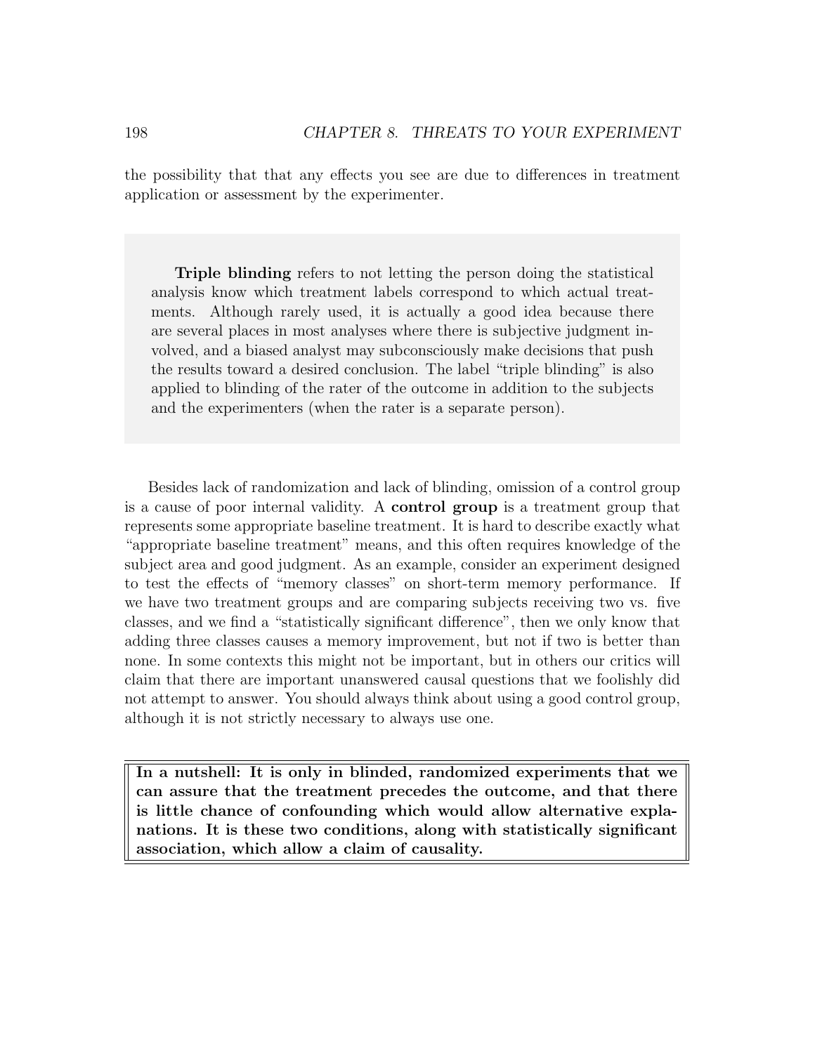the possibility that that any effects you see are due to differences in treatment application or assessment by the experimenter.

> **Triple blinding** refers to not letting the person doing the statistical analysis know which treatment labels correspond to which actual treatments. Although rarely used, it is actually a good idea because there are several places in most analyses where there is subjective judgment involved, and a biased analyst may subconsciously make decisions that push the results toward a desired conclusion. The label "triple blinding" is also applied to blinding of the rater of the outcome in addition to the subjects and the experimenters (when the rater is a separate person).

Besides lack of randomization and lack of blinding, omission of a control group is a cause of poor internal validity. A **control group** is a treatment group that represents some appropriate baseline treatment. It is hard to describe exactly what "appropriate baseline treatment" means, and this often requires knowledge of the subject area and good judgment. As an example, consider an experiment designed to test the effects of "memory classes" on short-term memory performance. If we have two treatment groups and are comparing subjects receiving two vs. five classes, and we find a "statistically significant difference", then we only know that adding three classes causes a memory improvement, but not if two is better than none. In some contexts this might not be important, but in others our critics will claim that there are important unanswered causal questions that we foolishly did not attempt to answer. You should always think about using a good control group, although it is not strictly necessary to always use one.

**In a nutshell: It is only in blinded, randomized experiments that we can assure that the treatment precedes the outcome, and that there is little chance of confounding which would allow alternative explanations. It is these two conditions, along with statistically significant association, which allow a claim of causality.**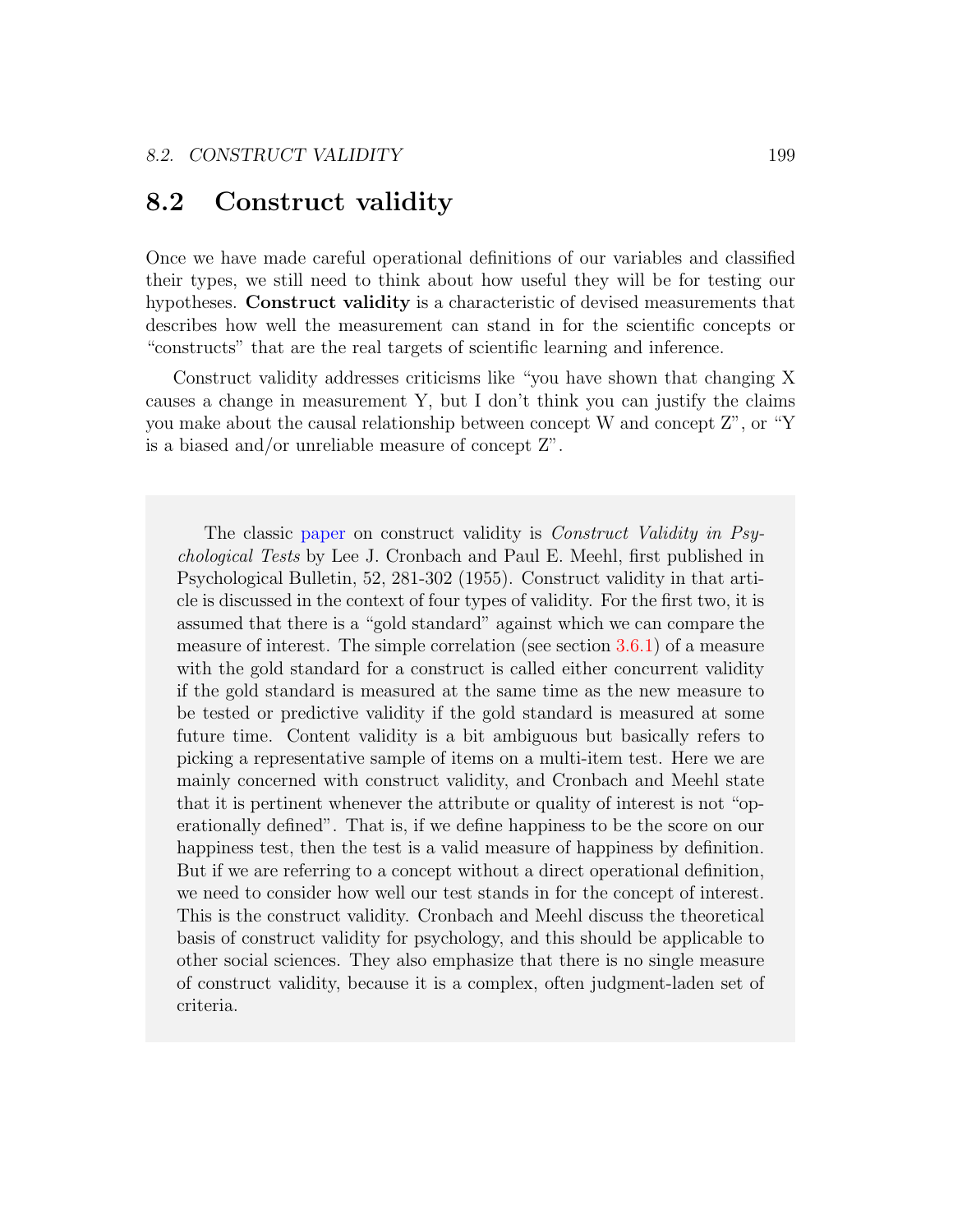## 8.2 Construct validity

Once we have made careful operational definitions of our variables and classified their types, we still need to think about how useful they will be for testing our hypotheses. **Construct validity** is a characteristic of devised measurements that describes how well the measurement can stand in for the scientific concepts or "constructs" that are the real targets of scientific learning and inference.

Construct validity addresses criticisms like "you have shown that changing X causes a change in measurement Y, but I don't think you can justify the claims you make about the causal relationship between concept W and concept Z", or "Y is a biased and/or unreliable measure of concept Z".

> The classic paper on construct validity is *Construct Validity in Psychological Tests* by Lee J. Cronbach and Paul E. Meehl, first published in Psychological Bulletin, 52, 281-302 (1955). Construct validity in that article is discussed in the context of four types of validity. For the first two, it is assumed that there is a "gold standard" against which we can compare the measure of interest. The simple correlation (see section 3.6.1) of a measure with the gold standard for a construct is called either concurrent validity if the gold standard is measured at the same time as the new measure to be tested or predictive validity if the gold standard is measured at some future time. Content validity is a bit ambiguous but basically refers to picking a representative sample of items on a multi-item test. Here we are mainly concerned with construct validity, and Cronbach and Meehl state that it is pertinent whenever the attribute or quality of interest is not "operationally defined". That is, if we define happiness to be the score on our happiness test, then the test is a valid measure of happiness by definition. But if we are referring to a concept without a direct operational definition, we need to consider how well our test stands in for the concept of interest. This is the construct validity. Cronbach and Meehl discuss the theoretical basis of construct validity for psychology, and this should be applicable to other social sciences. They also emphasize that there is no single measure of construct validity, because it is a complex, often judgment-laden set of criteria.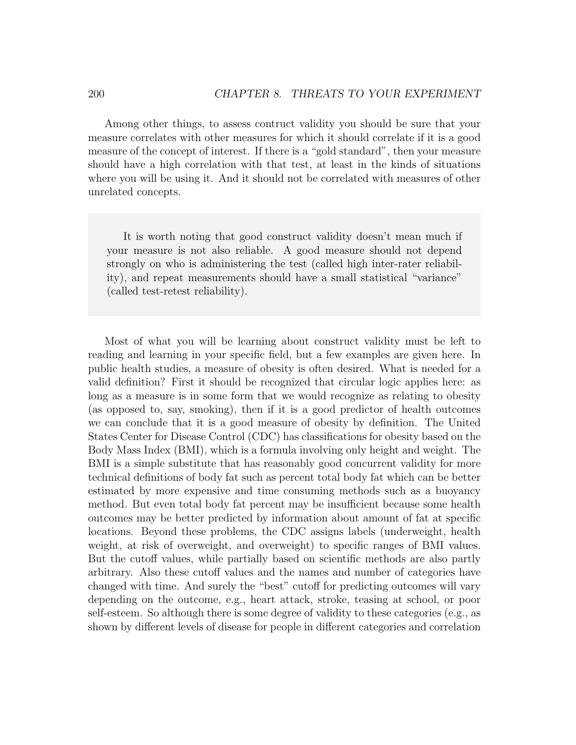Among other things, to assess contruct validity you should be sure that your measure correlates with other measures for which it should correlate if it is a good measure of the concept of interest. If there is a "gold standard", then your measure should have a high correlation with that test, at least in the kinds of situations where you will be using it. And it should not be correlated with measures of other unrelated concepts.

> It is worth noting that good construct validity doesn't mean much if your measure is not also reliable. A good measure should not depend strongly on who is administering the test (called high inter-rater reliability), and repeat measurements should have a small statistical "variance" (called test-retest reliability).

Most of what you will be learning about construct validity must be left to reading and learning in your specific field, but a few examples are given here. In public health studies, a measure of obesity is often desired. What is needed for a valid definition? First it should be recognized that circular logic applies here: as long as a measure is in some form that we would recognize as relating to obesity (as opposed to, say, smoking), then if it is a good predictor of health outcomes we can conclude that it is a good measure of obesity by definition. The United States Center for Disease Control (CDC) has classifications for obesity based on the Body Mass Index (BMI), which is a formula involving only height and weight. The BMI is a simple substitute that has reasonably good concurrent validity for more technical definitions of body fat such as percent total body fat which can be better estimated by more expensive and time consuming methods such as a buoyancy method. But even total body fat percent may be insufficient because some health outcomes may be better predicted by information about amount of fat at specific locations. Beyond these problems, the CDC assigns labels (underweight, health weight, at risk of overweight, and overweight) to specific ranges of BMI values. But the cutoff values, while partially based on scientific methods are also partly arbitrary. Also these cutoff values and the names and number of categories have changed with time. And surely the "best" cutoff for predicting outcomes will vary depending on the outcome, e.g., heart attack, stroke, teasing at school, or poor self-esteem. So although there is some degree of validity to these categories (e.g., as shown by different levels of disease for people in different categories and correlation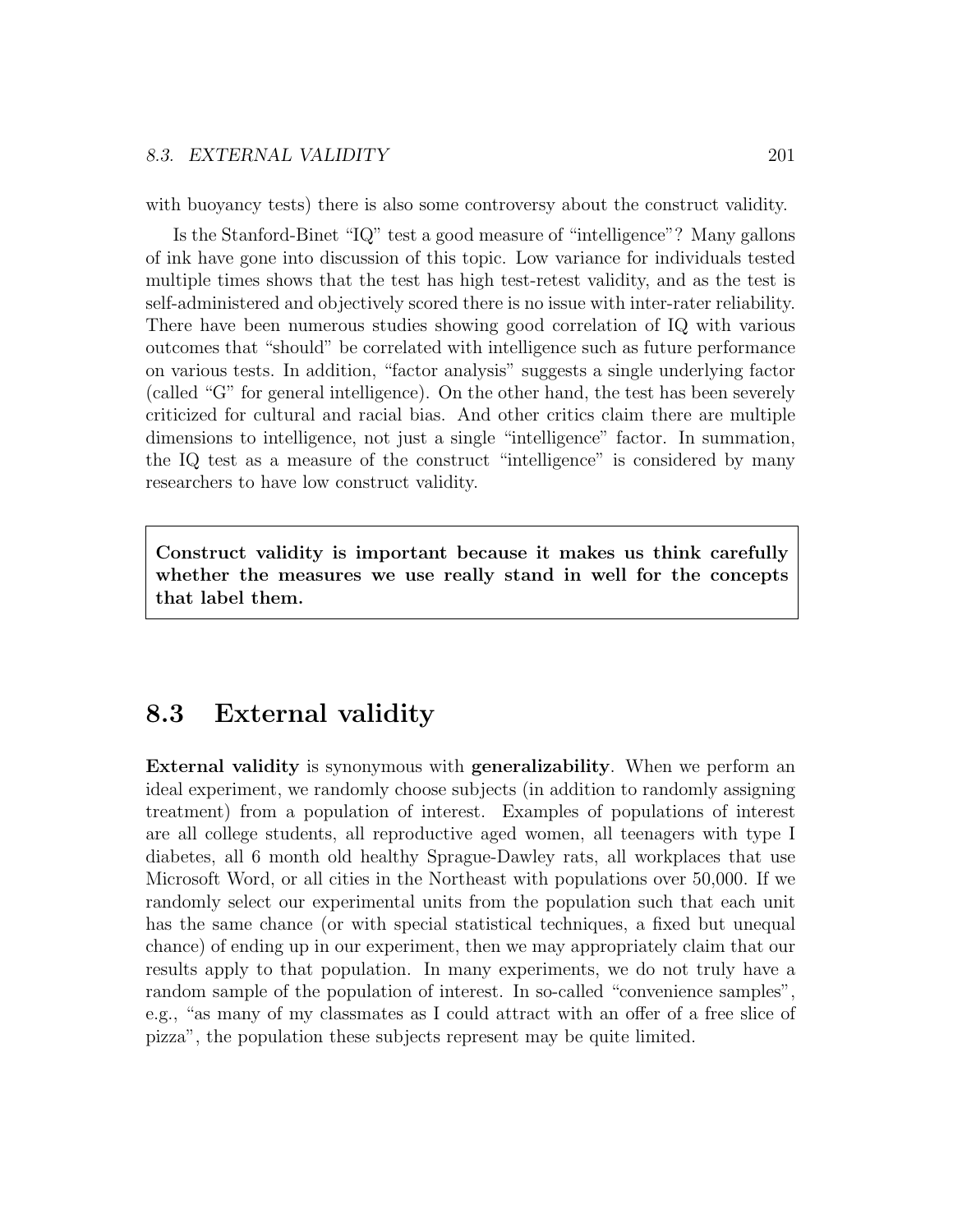with buoyancy tests) there is also some controversy about the construct validity.

Is the Stanford-Binet "IQ" test a good measure of "intelligence"? Many gallons of ink have gone into discussion of this topic. Low variance for individuals tested multiple times shows that the test has high test-retest validity, and as the test is self-administered and objectively scored there is no issue with inter-rater reliability. There have been numerous studies showing good correlation of IQ with various outcomes that "should" be correlated with intelligence such as future performance on various tests. In addition, "factor analysis" suggests a single underlying factor (called "G" for general intelligence). On the other hand, the test has been severely criticized for cultural and racial bias. And other critics claim there are multiple dimensions to intelligence, not just a single "intelligence" factor. In summation, the IQ test as a measure of the construct "intelligence" is considered by many researchers to have low construct validity.

**Construct validity is important because it makes us think carefully whether the measures we use really stand in well for the concepts that label them.**

## 8.3 External validity

**External validity** is synonymous with **generalizability**. When we perform an ideal experiment, we randomly choose subjects (in addition to randomly assigning treatment) from a population of interest. Examples of populations of interest are all college students, all reproductive aged women, all teenagers with type I diabetes, all 6 month old healthy Sprague-Dawley rats, all workplaces that use Microsoft Word, or all cities in the Northeast with populations over 50,000. If we randomly select our experimental units from the population such that each unit has the same chance (or with special statistical techniques, a fixed but unequal chance) of ending up in our experiment, then we may appropriately claim that our results apply to that population. In many experiments, we do not truly have a random sample of the population of interest. In so-called "convenience samples", e.g., "as many of my classmates as I could attract with an offer of a free slice of pizza", the population these subjects represent may be quite limited.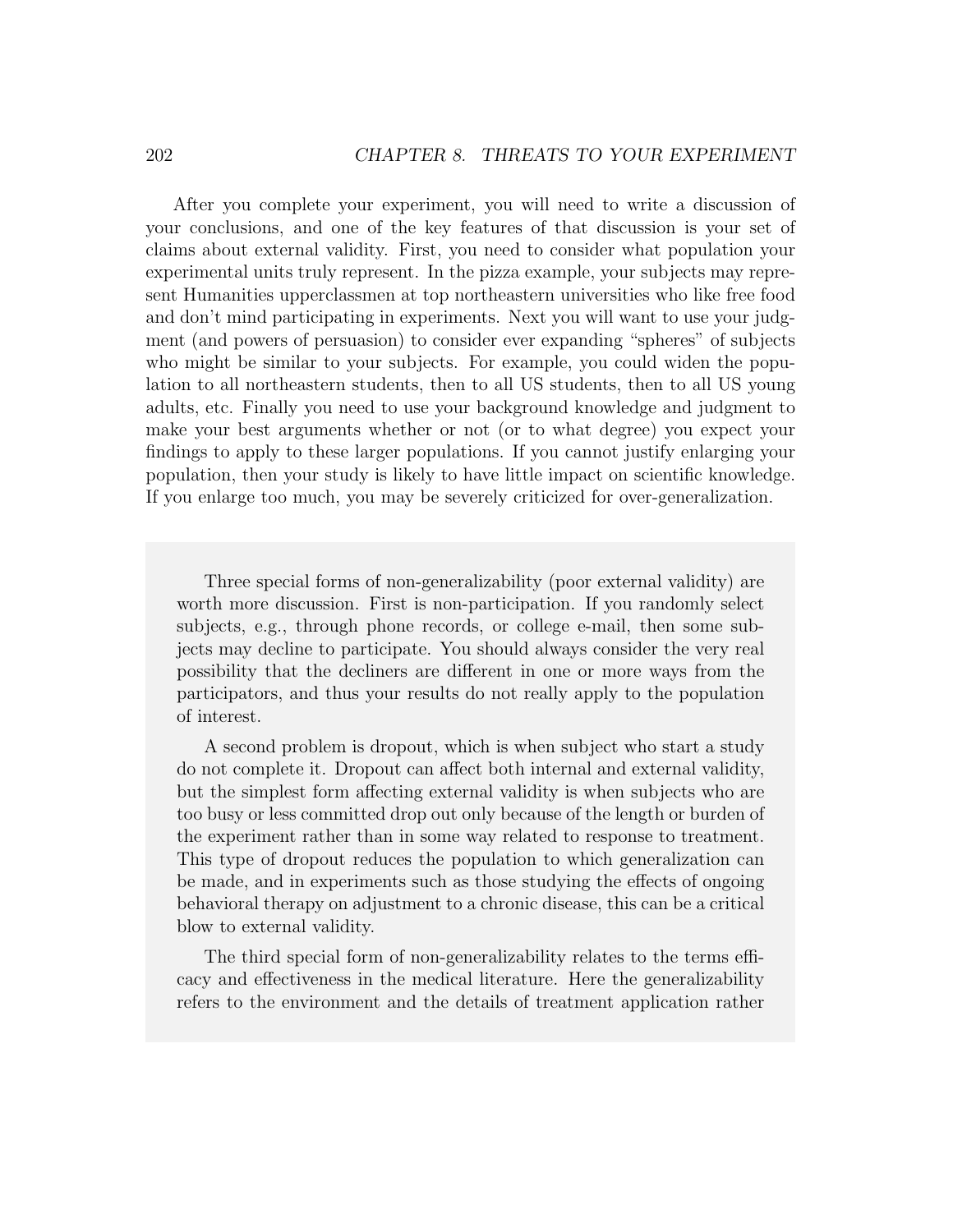After you complete your experiment, you will need to write a discussion of your conclusions, and one of the key features of that discussion is your set of claims about external validity. First, you need to consider what population your experimental units truly represent. In the pizza example, your subjects may represent Humanities upperclassmen at top northeastern universities who like free food and don't mind participating in experiments. Next you will want to use your judgment (and powers of persuasion) to consider ever expanding "spheres" of subjects who might be similar to your subjects. For example, you could widen the population to all northeastern students, then to all US students, then to all US young adults, etc. Finally you need to use your background knowledge and judgment to make your best arguments whether or not (or to what degree) you expect your findings to apply to these larger populations. If you cannot justify enlarging your population, then your study is likely to have little impact on scientific knowledge. If you enlarge too much, you may be severely criticized for over-generalization.

Three special forms of non-generalizability (poor external validity) are worth more discussion. First is non-participation. If you randomly select subjects, e.g., through phone records, or college e-mail, then some subjects may decline to participate. You should always consider the very real possibility that the decliners are different in one or more ways from the participators, and thus your results do not really apply to the population of interest.

A second problem is dropout, which is when subject who start a study do not complete it. Dropout can affect both internal and external validity, but the simplest form affecting external validity is when subjects who are too busy or less committed drop out only because of the length or burden of the experiment rather than in some way related to response to treatment. This type of dropout reduces the population to which generalization can be made, and in experiments such as those studying the effects of ongoing behavioral therapy on adjustment to a chronic disease, this can be a critical blow to external validity.

The third special form of non-generalizability relates to the terms efficacy and effectiveness in the medical literature. Here the generalizability refers to the environment and the details of treatment application rather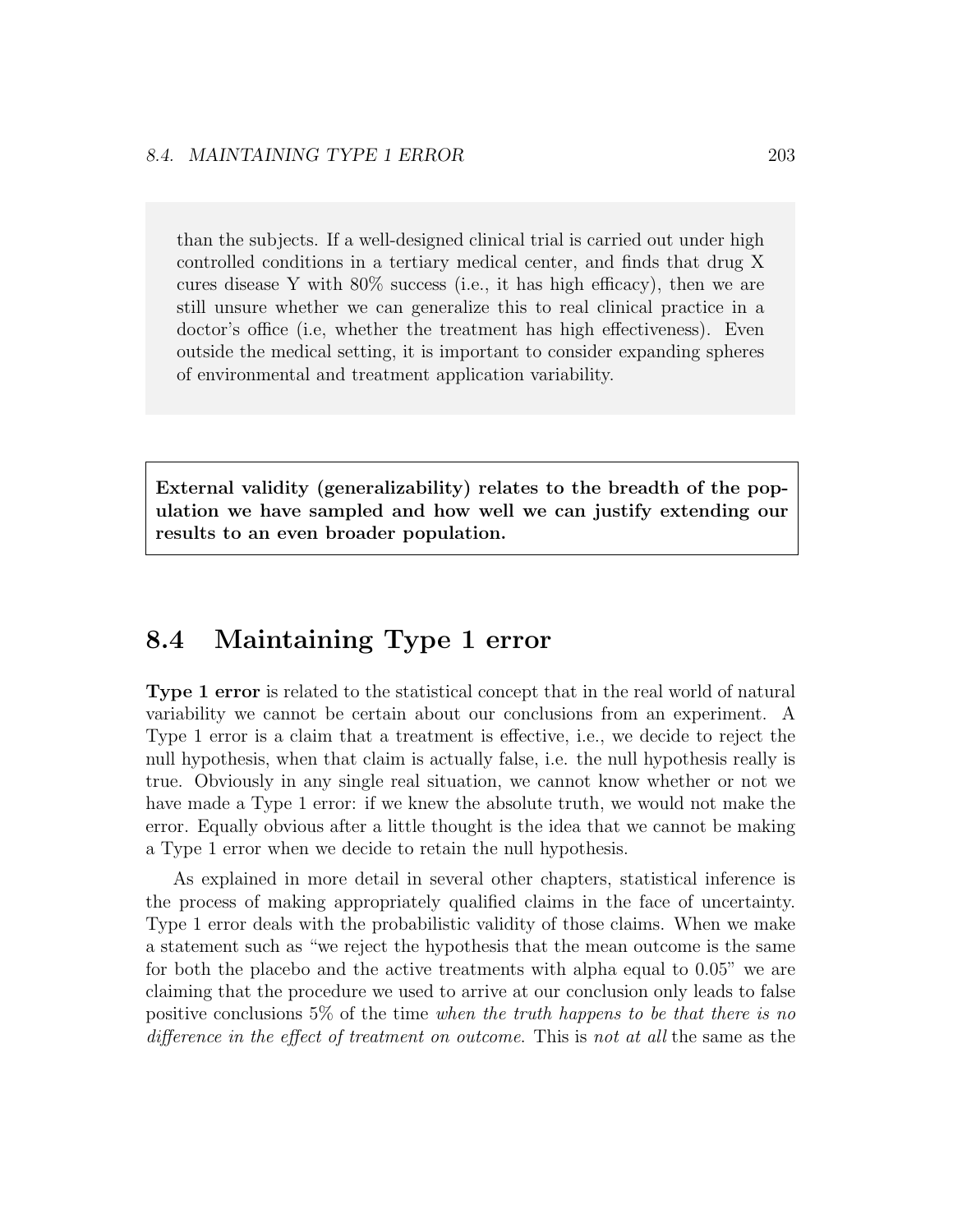than the subjects. If a well-designed clinical trial is carried out under high controlled conditions in a tertiary medical center, and finds that drug X cures disease Y with 80% success (i.e., it has high efficacy), then we are still unsure whether we can generalize this to real clinical practice in a doctor's office (i.e, whether the treatment has high effectiveness). Even outside the medical setting, it is important to consider expanding spheres of environmental and treatment application variability.

**External validity (generalizability) relates to the breadth of the population we have sampled and how well we can justify extending our results to an even broader population.**

## 8.4 Maintaining Type 1 error

**Type 1 error** is related to the statistical concept that in the real world of natural variability we cannot be certain about our conclusions from an experiment. A Type 1 error is a claim that a treatment is effective, i.e., we decide to reject the null hypothesis, when that claim is actually false, i.e. the null hypothesis really is true. Obviously in any single real situation, we cannot know whether or not we have made a Type 1 error: if we knew the absolute truth, we would not make the error. Equally obvious after a little thought is the idea that we cannot be making a Type 1 error when we decide to retain the null hypothesis.

As explained in more detail in several other chapters, statistical inference is the process of making appropriately qualified claims in the face of uncertainty. Type 1 error deals with the probabilistic validity of those claims. When we make a statement such as "we reject the hypothesis that the mean outcome is the same for both the placebo and the active treatments with alpha equal to 0.05" we are claiming that the procedure we used to arrive at our conclusion only leads to false positive conclusions 5% of the time *when the truth happens to be that there is no difference in the effect of treatment on outcome*. This is *not at all* the same as the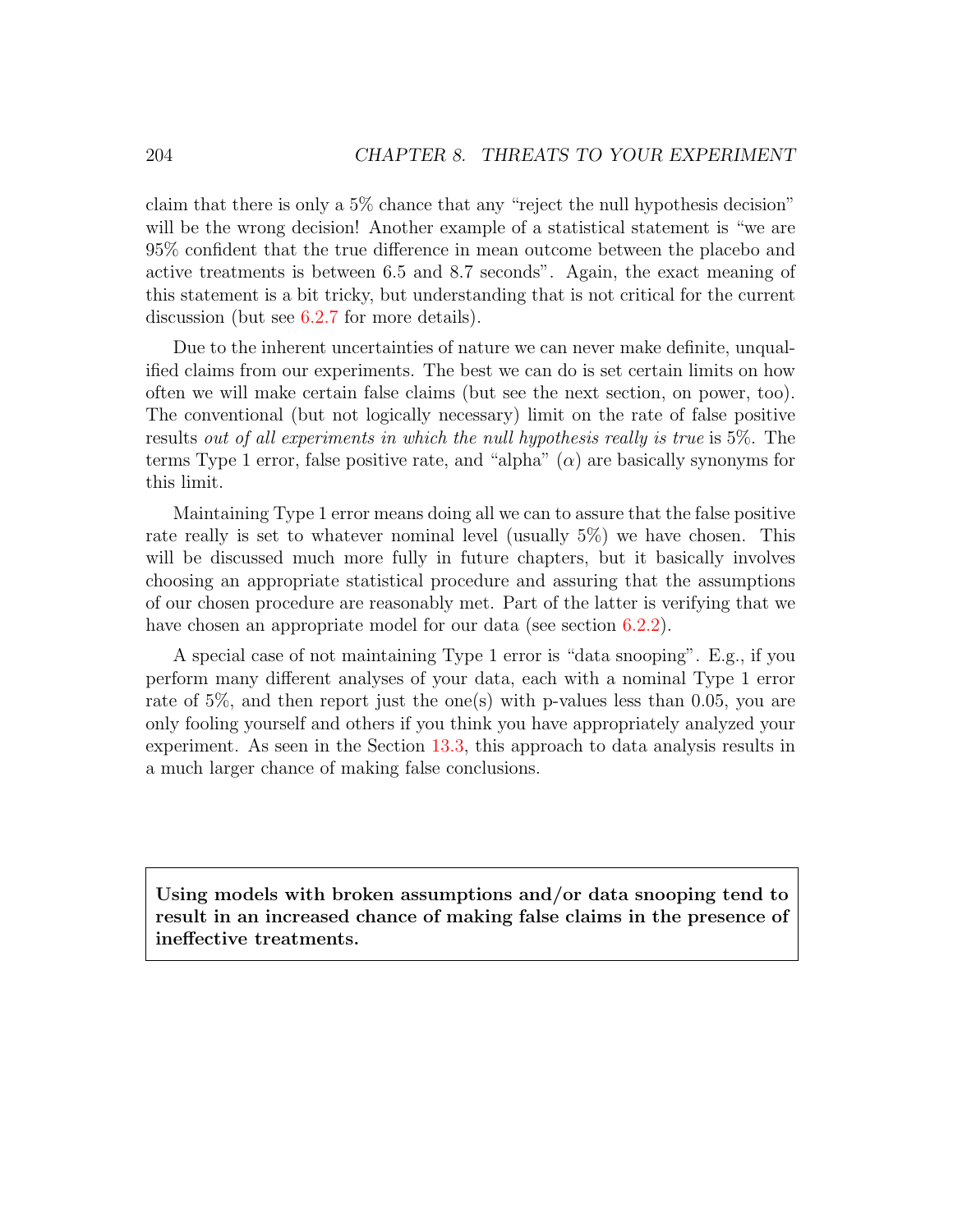claim that there is only a 5% chance that any "reject the null hypothesis decision" will be the wrong decision! Another example of a statistical statement is "we are 95% confident that the true difference in mean outcome between the placebo and active treatments is between 6.5 and 8.7 seconds". Again, the exact meaning of this statement is a bit tricky, but understanding that is not critical for the current discussion (but see 6.2.7 for more details).

Due to the inherent uncertainties of nature we can never make definite, unqualified claims from our experiments. The best we can do is set certain limits on how often we will make certain false claims (but see the next section, on power, too). The conventional (but not logically necessary) limit on the rate of false positive results *out of all experiments in which the null hypothesis really is true* is 5%. The terms Type 1 error, false positive rate, and "alpha" ($\alpha$) are basically synonyms for this limit.

Maintaining Type 1 error means doing all we can to assure that the false positive rate really is set to whatever nominal level (usually 5%) we have chosen. This will be discussed much more fully in future chapters, but it basically involves choosing an appropriate statistical procedure and assuring that the assumptions of our chosen procedure are reasonably met. Part of the latter is verifying that we have chosen an appropriate model for our data (see section 6.2.2).

A special case of not maintaining Type 1 error is "data snooping". E.g., if you perform many different analyses of your data, each with a nominal Type 1 error rate of 5%, and then report just the one(s) with p-values less than 0.05, you are only fooling yourself and others if you think you have appropriately analyzed your experiment. As seen in the Section 13.3, this approach to data analysis results in a much larger chance of making false conclusions.

**Using models with broken assumptions and/or data snooping tend to result in an increased chance of making false claims in the presence of ineffective treatments.**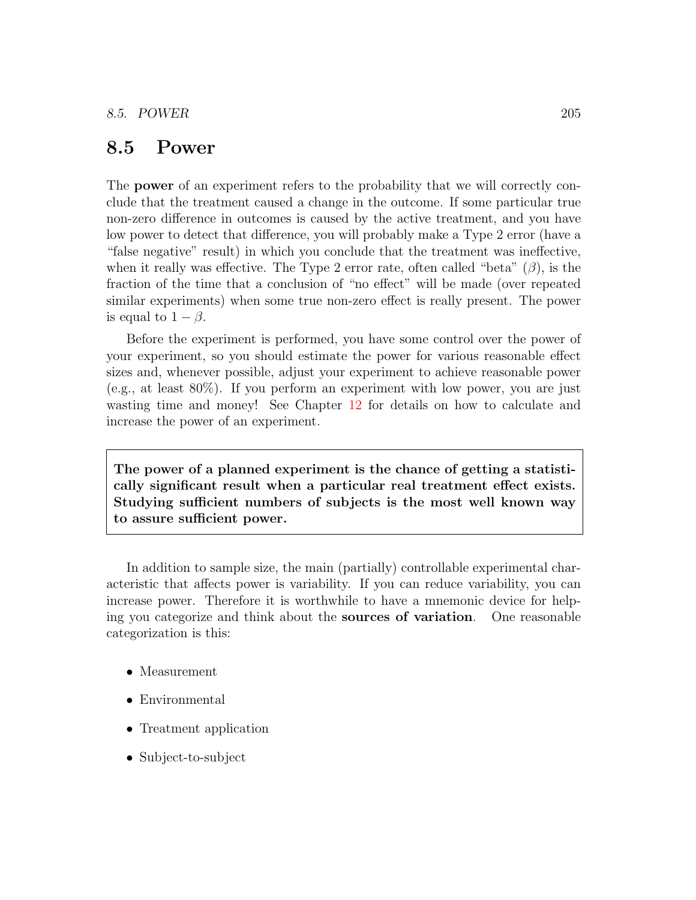## 8.5 Power

The **power** of an experiment refers to the probability that we will correctly conclude that the treatment caused a change in the outcome. If some particular true non-zero difference in outcomes is caused by the active treatment, and you have low power to detect that difference, you will probably make a Type 2 error (have a "false negative" result) in which you conclude that the treatment was ineffective, when it really was effective. The Type 2 error rate, often called "beta" ($\beta$), is the fraction of the time that a conclusion of "no effect" will be made (over repeated similar experiments) when some true non-zero effect is really present. The power is equal to $1 - \beta$.

Before the experiment is performed, you have some control over the power of your experiment, so you should estimate the power for various reasonable effect sizes and, whenever possible, adjust your experiment to achieve reasonable power (e.g., at least 80%). If you perform an experiment with low power, you are just wasting time and money! See Chapter 12 for details on how to calculate and increase the power of an experiment.

**The power of a planned experiment is the chance of getting a statistically significant result when a particular real treatment effect exists. Studying sufficient numbers of subjects is the most well known way to assure sufficient power.**

In addition to sample size, the main (partially) controllable experimental characteristic that affects power is variability. If you can reduce variability, you can increase power. Therefore it is worthwhile to have a mnemonic device for helping you categorize and think about the **sources of variation**. One reasonable categorization is this:

- Measurement
- Environmental
- Treatment application
- Subject-to-subject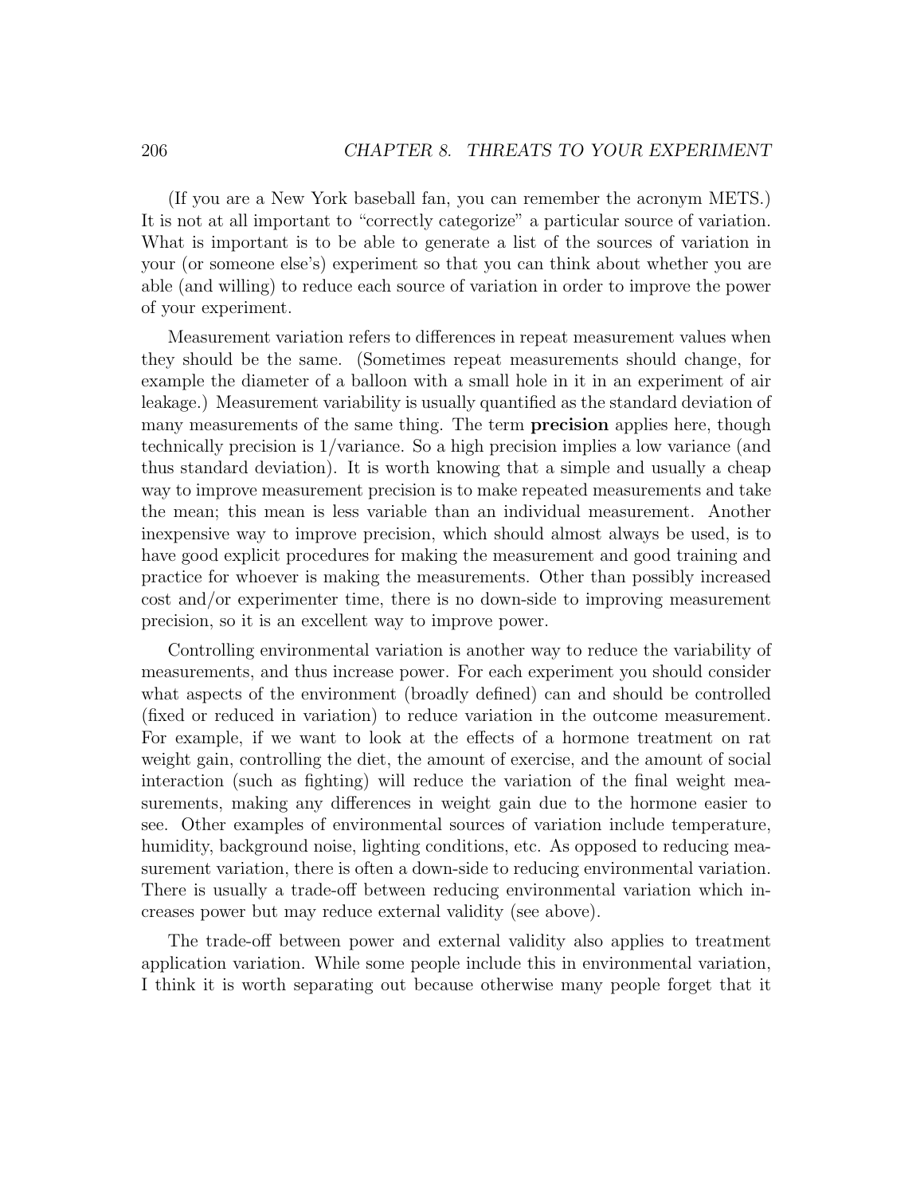(If you are a New York baseball fan, you can remember the acronym METS.) It is not at all important to "correctly categorize" a particular source of variation. What is important is to be able to generate a list of the sources of variation in your (or someone else's) experiment so that you can think about whether you are able (and willing) to reduce each source of variation in order to improve the power of your experiment.

Measurement variation refers to differences in repeat measurement values when they should be the same. (Sometimes repeat measurements should change, for example the diameter of a balloon with a small hole in it in an experiment of air leakage.) Measurement variability is usually quantified as the standard deviation of many measurements of the same thing. The term **precision** applies here, though technically precision is 1/variance. So a high precision implies a low variance (and thus standard deviation). It is worth knowing that a simple and usually a cheap way to improve measurement precision is to make repeated measurements and take the mean; this mean is less variable than an individual measurement. Another inexpensive way to improve precision, which should almost always be used, is to have good explicit procedures for making the measurement and good training and practice for whoever is making the measurements. Other than possibly increased cost and/or experimenter time, there is no down-side to improving measurement precision, so it is an excellent way to improve power.

Controlling environmental variation is another way to reduce the variability of measurements, and thus increase power. For each experiment you should consider what aspects of the environment (broadly defined) can and should be controlled (fixed or reduced in variation) to reduce variation in the outcome measurement. For example, if we want to look at the effects of a hormone treatment on rat weight gain, controlling the diet, the amount of exercise, and the amount of social interaction (such as fighting) will reduce the variation of the final weight measurements, making any differences in weight gain due to the hormone easier to see. Other examples of environmental sources of variation include temperature, humidity, background noise, lighting conditions, etc. As opposed to reducing measurement variation, there is often a down-side to reducing environmental variation. There is usually a trade-off between reducing environmental variation which increases power but may reduce external validity (see above).

The trade-off between power and external validity also applies to treatment application variation. While some people include this in environmental variation, I think it is worth separating out because otherwise many people forget that it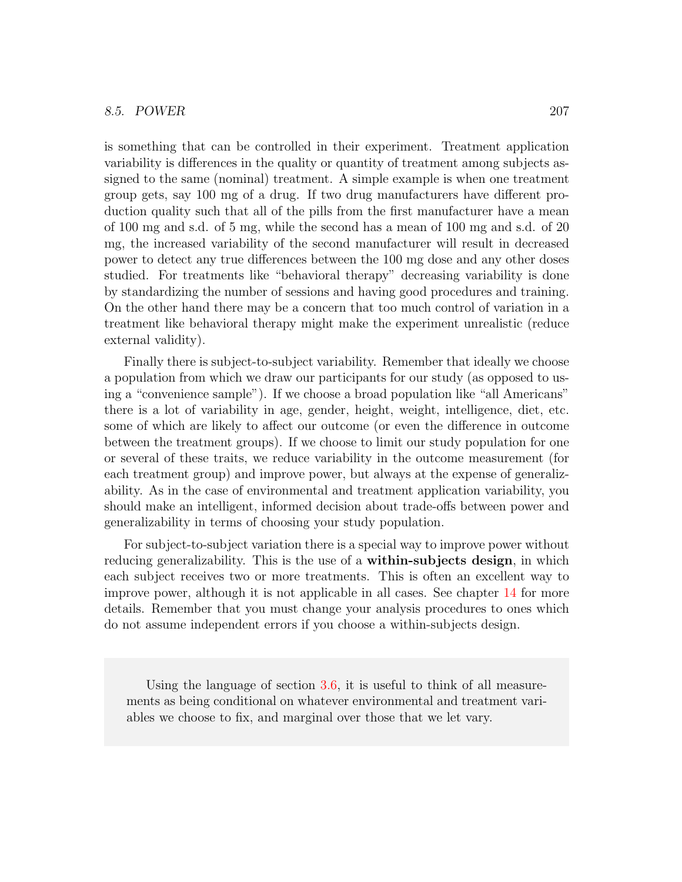is something that can be controlled in their experiment. Treatment application variability is differences in the quality or quantity of treatment among subjects assigned to the same (nominal) treatment. A simple example is when one treatment group gets, say 100 mg of a drug. If two drug manufacturers have different production quality such that all of the pills from the first manufacturer have a mean of 100 mg and s.d. of 5 mg, while the second has a mean of 100 mg and s.d. of 20 mg, the increased variability of the second manufacturer will result in decreased power to detect any true differences between the 100 mg dose and any other doses studied. For treatments like "behavioral therapy" decreasing variability is done by standardizing the number of sessions and having good procedures and training. On the other hand there may be a concern that too much control of variation in a treatment like behavioral therapy might make the experiment unrealistic (reduce external validity).

Finally there is subject-to-subject variability. Remember that ideally we choose a population from which we draw our participants for our study (as opposed to using a "convenience sample"). If we choose a broad population like "all Americans" there is a lot of variability in age, gender, height, weight, intelligence, diet, etc. some of which are likely to affect our outcome (or even the difference in outcome between the treatment groups). If we choose to limit our study population for one or several of these traits, we reduce variability in the outcome measurement (for each treatment group) and improve power, but always at the expense of generalizability. As in the case of environmental and treatment application variability, you should make an intelligent, informed decision about trade-offs between power and generalizability in terms of choosing your study population.

For subject-to-subject variation there is a special way to improve power without reducing generalizability. This is the use of a **within-subjects design**, in which each subject receives two or more treatments. This is often an excellent way to improve power, although it is not applicable in all cases. See chapter 14 for more details. Remember that you must change your analysis procedures to ones which do not assume independent errors if you choose a within-subjects design.

> Using the language of section 3.6, it is useful to think of all measurements as being conditional on whatever environmental and treatment variables we choose to fix, and marginal over those that we let vary.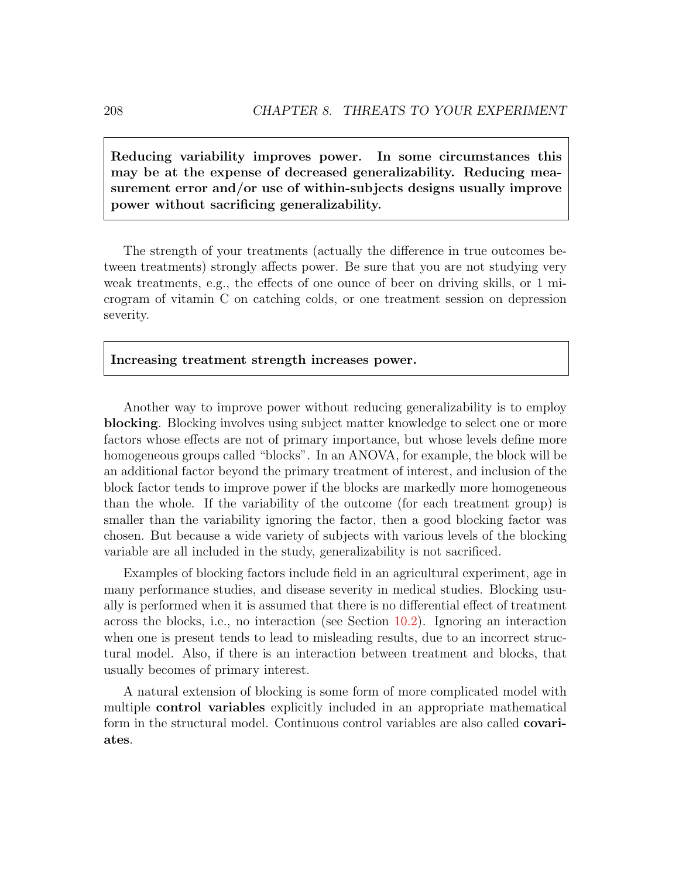**Reducing variability improves power. In some circumstances this may be at the expense of decreased generalizability. Reducing measurement error and/or use of within-subjects designs usually improve power without sacrificing generalizability.**

The strength of your treatments (actually the difference in true outcomes between treatments) strongly affects power. Be sure that you are not studying very weak treatments, e.g., the effects of one ounce of beer on driving skills, or 1 microgram of vitamin C on catching colds, or one treatment session on depression severity.

**Increasing treatment strength increases power.**

Another way to improve power without reducing generalizability is to employ **blocking**. Blocking involves using subject matter knowledge to select one or more factors whose effects are not of primary importance, but whose levels define more homogeneous groups called "blocks". In an ANOVA, for example, the block will be an additional factor beyond the primary treatment of interest, and inclusion of the block factor tends to improve power if the blocks are markedly more homogeneous than the whole. If the variability of the outcome (for each treatment group) is smaller than the variability ignoring the factor, then a good blocking factor was chosen. But because a wide variety of subjects with various levels of the blocking variable are all included in the study, generalizability is not sacrificed.

Examples of blocking factors include field in an agricultural experiment, age in many performance studies, and disease severity in medical studies. Blocking usually is performed when it is assumed that there is no differential effect of treatment across the blocks, i.e., no interaction (see Section 10.2). Ignoring an interaction when one is present tends to lead to misleading results, due to an incorrect structural model. Also, if there is an interaction between treatment and blocks, that usually becomes of primary interest.

A natural extension of blocking is some form of more complicated model with multiple **control variables** explicitly included in an appropriate mathematical form in the structural model. Continuous control variables are also called **covariates**.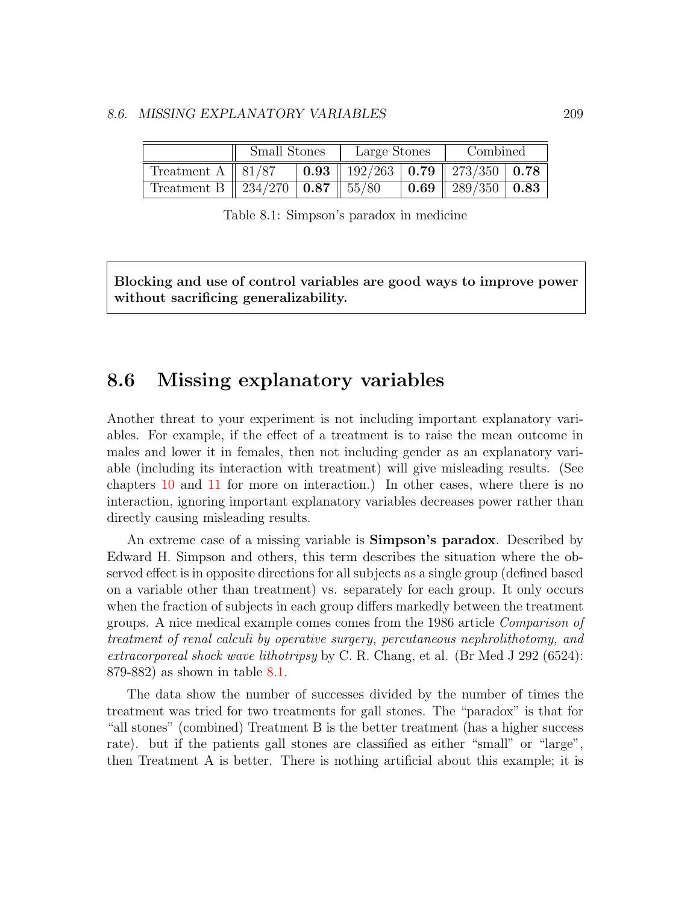| | Small Stones | | Large Stones | | Combined | |
|---|---|---|---|---|---|---|
| Treatment A | 81/87 | **0.93** | 192/263 | **0.79** | 273/350 | **0.78** |
| Treatment B | 234/270 | **0.87** | 55/80 | **0.69** | 289/350 | **0.83** |

Table 8.1: Simpson's paradox in medicine

**Blocking and use of control variables are good ways to improve power without sacrificing generalizability.**

## 8.6 Missing explanatory variables

Another threat to your experiment is not including important explanatory variables. For example, if the effect of a treatment is to raise the mean outcome in males and lower it in females, then not including gender as an explanatory variable (including its interaction with treatment) will give misleading results. (See chapters 10 and 11 for more on interaction.) In other cases, where there is no interaction, ignoring important explanatory variables decreases power rather than directly causing misleading results.

An extreme case of a missing variable is **Simpson's paradox**. Described by Edward H. Simpson and others, this term describes the situation where the observed effect is in opposite directions for all subjects as a single group (defined based on a variable other than treatment) vs. separately for each group. It only occurs when the fraction of subjects in each group differs markedly between the treatment groups. A nice medical example comes comes from the 1986 article *Comparison of treatment of renal calculi by operative surgery, percutaneous nephrolithotomy, and extracorporeal shock wave lithotripsy* by C. R. Chang, et al. (Br Med J 292 (6524): 879-882) as shown in table 8.1.

The data show the number of successes divided by the number of times the treatment was tried for two treatments for gall stones. The "paradox" is that for "all stones" (combined) Treatment B is the better treatment (has a higher success rate). but if the patients gall stones are classified as either "small" or "large", then Treatment A is better. There is nothing artificial about this example; it is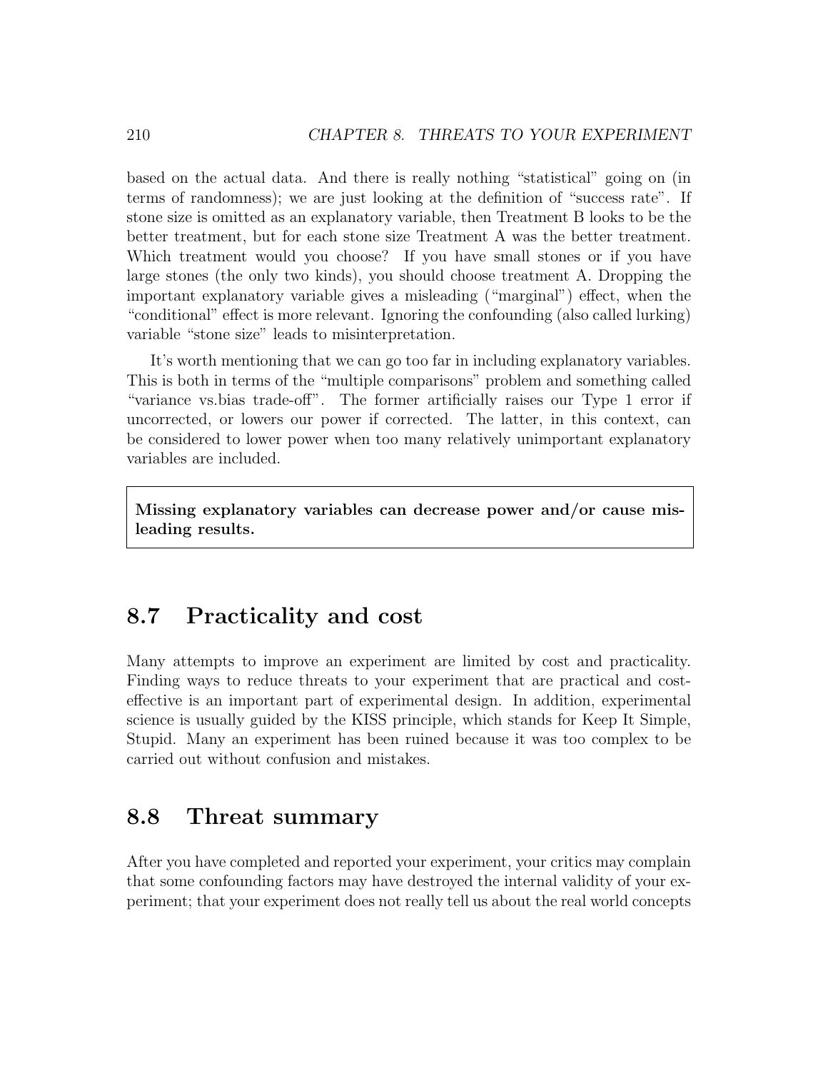based on the actual data. And there is really nothing "statistical" going on (in terms of randomness); we are just looking at the definition of "success rate". If stone size is omitted as an explanatory variable, then Treatment B looks to be the better treatment, but for each stone size Treatment A was the better treatment. Which treatment would you choose? If you have small stones or if you have large stones (the only two kinds), you should choose treatment A. Dropping the important explanatory variable gives a misleading ("marginal") effect, when the "conditional" effect is more relevant. Ignoring the confounding (also called lurking) variable "stone size" leads to misinterpretation.

It's worth mentioning that we can go too far in including explanatory variables. This is both in terms of the "multiple comparisons" problem and something called "variance vs.bias trade-off". The former artificially raises our Type 1 error if uncorrected, or lowers our power if corrected. The latter, in this context, can be considered to lower power when too many relatively unimportant explanatory variables are included.

**Missing explanatory variables can decrease power and/or cause misleading results.**

## 8.7 Practicality and cost

Many attempts to improve an experiment are limited by cost and practicality. Finding ways to reduce threats to your experiment that are practical and cost-effective is an important part of experimental design. In addition, experimental science is usually guided by the KISS principle, which stands for Keep It Simple, Stupid. Many an experiment has been ruined because it was too complex to be carried out without confusion and mistakes.

## 8.8 Threat summary

After you have completed and reported your experiment, your critics may complain that some confounding factors may have destroyed the internal validity of your experiment; that your experiment does not really tell us about the real world concepts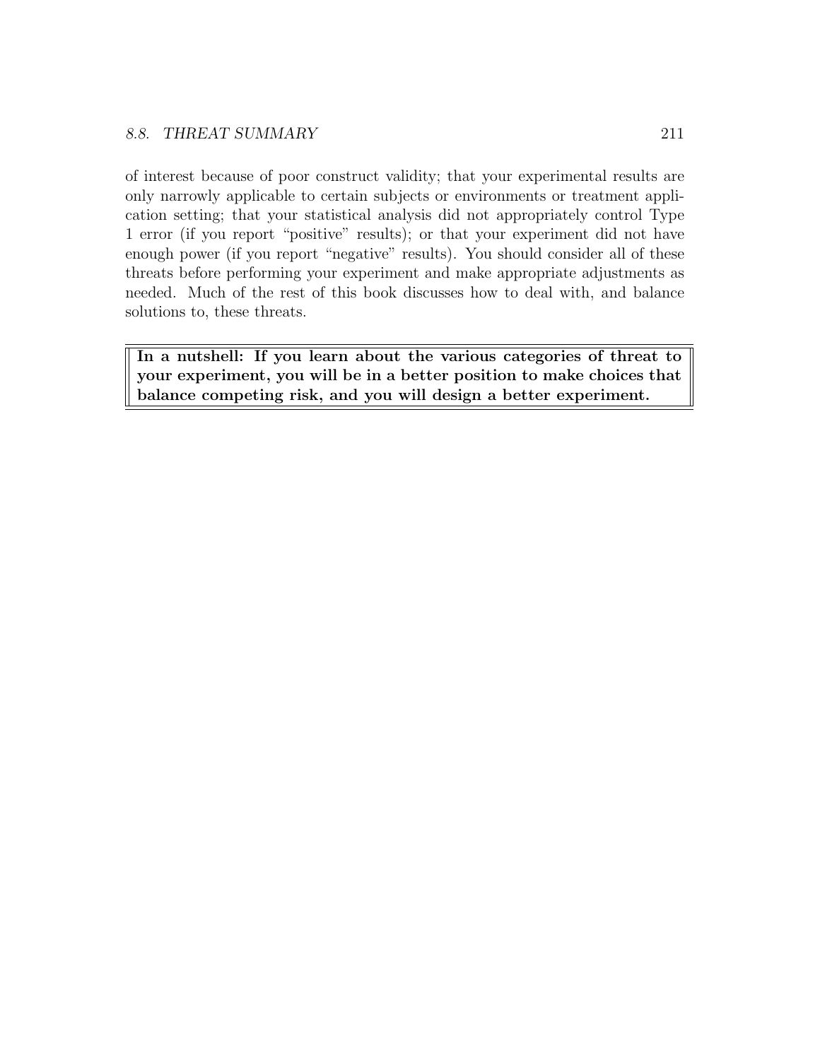of interest because of poor construct validity; that your experimental results are only narrowly applicable to certain subjects or environments or treatment application setting; that your statistical analysis did not appropriately control Type 1 error (if you report "positive" results); or that your experiment did not have enough power (if you report "negative" results). You should consider all of these threats before performing your experiment and make appropriate adjustments as needed. Much of the rest of this book discusses how to deal with, and balance solutions to, these threats.

**In a nutshell: If you learn about the various categories of threat to your experiment, you will be in a better position to make choices that balance competing risk, and you will design a better experiment.**